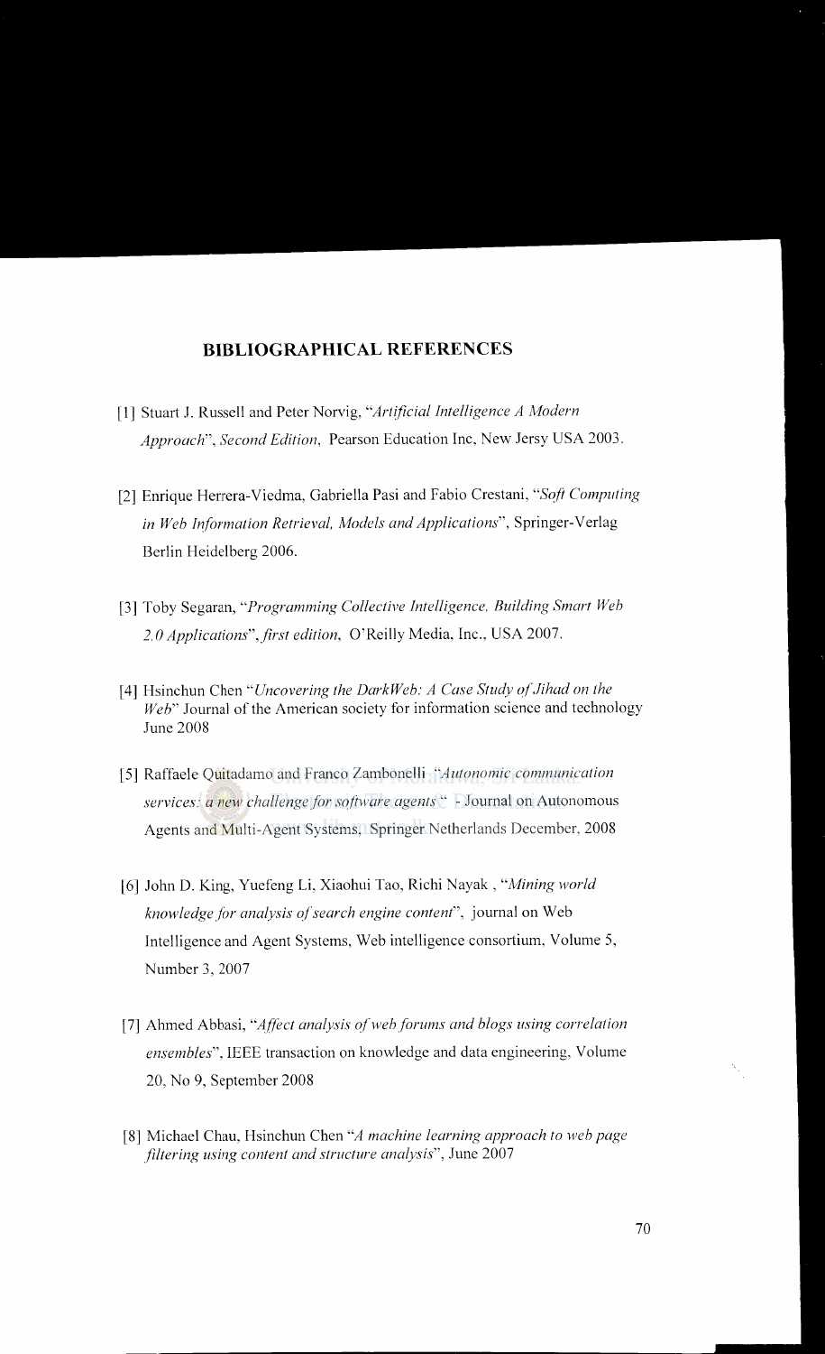## BIBLIOGRAPHICAL REFERENCES

[1] Stuart J. Russell and Peter Norvig, "*Artificial Intelligence A Modern Approach*", *Second Edition*, Pearson Education Inc, New Jersy USA 2003.

[2] Enrique Herrera-Viedma, Gabriella Pasi and Fabio Crestani, "*Soft Computing in Web Information Retrieval, Models and Applications*", Springer-Verlag Berlin Heidelberg 2006.

[3] Toby Segaran, "*Programming Collective Intelligence, Building Smart Web 2.0 Applications*", *first edition*, O'Reilly Media, Inc., USA 2007.

[4] Hsinchun Chen "*Uncovering the DarkWeb: A Case Study of Jihad on the Web*" Journal of the American society for information science and technology June 2008

[5] Raffaele Quitadamo and Franco Zambonelli "*Autonomic communication services: a new challenge for software agents*" - Journal on Autonomous Agents and Multi-Agent Systems, Springer Netherlands December, 2008

[6] John D. King, Yuefeng Li, Xiaohui Tao, Richi Nayak , "*Mining world knowledge for analysis of search engine content*", journal on Web Intelligence and Agent Systems, Web intelligence consortium, Volume 5, Number 3, 2007

[7] Ahmed Abbasi, "*Affect analysis of web forums and blogs using correlation ensembles*", IEEE transaction on knowledge and data engineering, Volume 20, No 9, September 2008

[8] Michael Chau, Hsinchun Chen "*A machine learning approach to web page filtering using content and structure analysis*", June 2007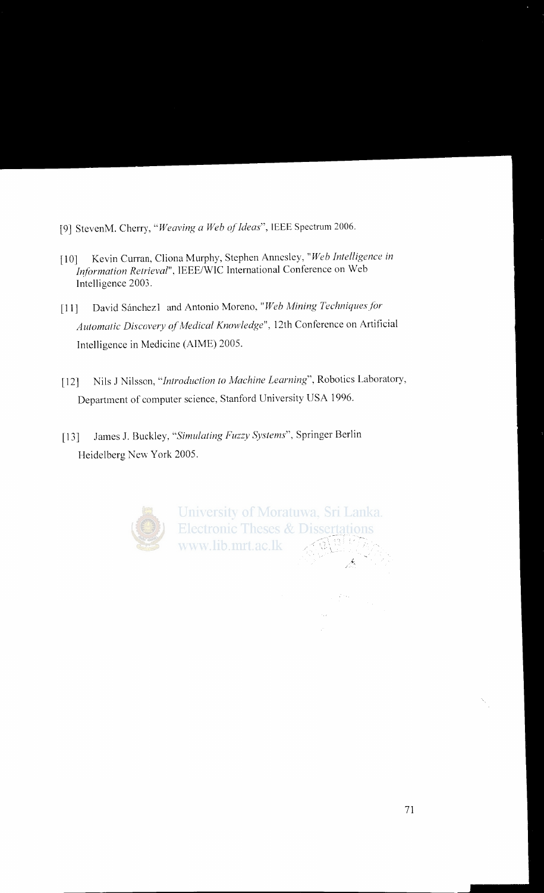[9] StevenM. Cherry, "*Weaving a Web of Ideas*", IEEE Spectrum 2006.

[10] Kevin Curran, Cliona Murphy, Stephen Annesley, "*Web Intelligence in Information Retrieval*", IEEE/WIC International Conference on Web Intelligence 2003.

[11] David Sánchez1 and Antonio Moreno, "*Web Mining Techniques for Automatic Discovery of Medical Knowledge*", 12th Conference on Artificial Intelligence in Medicine (AIME) 2005.

[12] Nils J Nilsson, "*Introduction to Machine Learning*", Robotics Laboratory, Department of computer science, Stanford University USA 1996.

[13] James J. Buckley, "*Simulating Fuzzy Systems*", Springer Berlin Heidelberg New York 2005.

University of Moratuwa, Sri Lanka.
Electronic Theses & Dissertations
www.lib.mrt.ac.lk